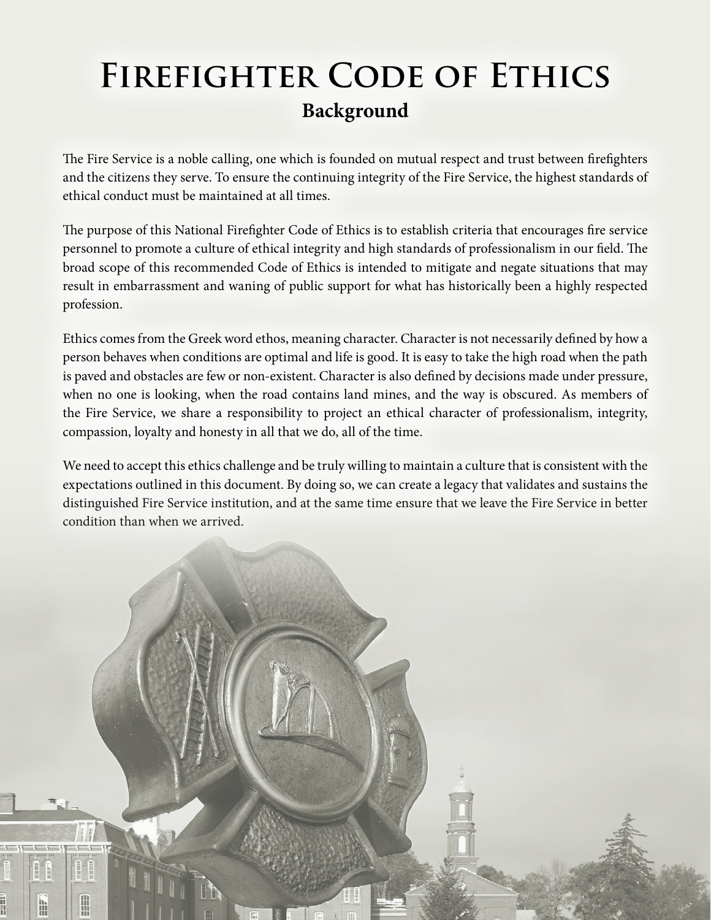# Firefighter Code of Ethics

## Background

The Fire Service is a noble calling, one which is founded on mutual respect and trust between firefighters and the citizens they serve. To ensure the continuing integrity of the Fire Service, the highest standards of ethical conduct must be maintained at all times.

The purpose of this National Firefighter Code of Ethics is to establish criteria that encourages fire service personnel to promote a culture of ethical integrity and high standards of professionalism in our field. The broad scope of this recommended Code of Ethics is intended to mitigate and negate situations that may result in embarrassment and waning of public support for what has historically been a highly respected profession.

Ethics comes from the Greek word ethos, meaning character. Character is not necessarily defined by how a person behaves when conditions are optimal and life is good. It is easy to take the high road when the path is paved and obstacles are few or non-existent. Character is also defined by decisions made under pressure, when no one is looking, when the road contains land mines, and the way is obscured. As members of the Fire Service, we share a responsibility to project an ethical character of professionalism, integrity, compassion, loyalty and honesty in all that we do, all of the time.

We need to accept this ethics challenge and be truly willing to maintain a culture that is consistent with the expectations outlined in this document. By doing so, we can create a legacy that validates and sustains the distinguished Fire Service institution, and at the same time ensure that we leave the Fire Service in better condition than when we arrived.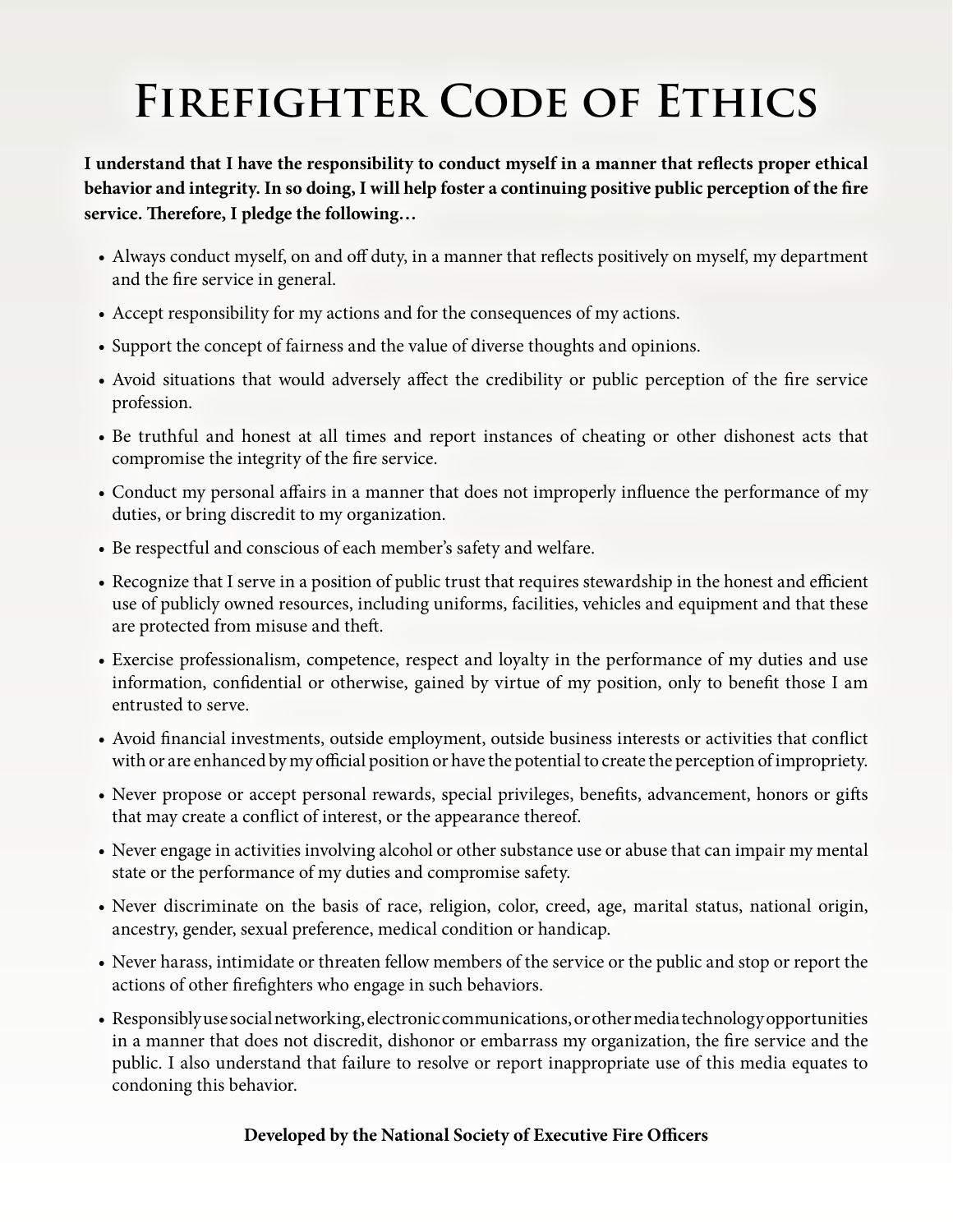# Firefighter Code of Ethics

**I understand that I have the responsibility to conduct myself in a manner that reflects proper ethical behavior and integrity. In so doing, I will help foster a continuing positive public perception of the fire service. Therefore, I pledge the following…**

- Always conduct myself, on and off duty, in a manner that reflects positively on myself, my department and the fire service in general.
- Accept responsibility for my actions and for the consequences of my actions.
- Support the concept of fairness and the value of diverse thoughts and opinions.
- Avoid situations that would adversely affect the credibility or public perception of the fire service profession.
- Be truthful and honest at all times and report instances of cheating or other dishonest acts that compromise the integrity of the fire service.
- Conduct my personal affairs in a manner that does not improperly influence the performance of my duties, or bring discredit to my organization.
- Be respectful and conscious of each member's safety and welfare.
- Recognize that I serve in a position of public trust that requires stewardship in the honest and efficient use of publicly owned resources, including uniforms, facilities, vehicles and equipment and that these are protected from misuse and theft.
- Exercise professionalism, competence, respect and loyalty in the performance of my duties and use information, confidential or otherwise, gained by virtue of my position, only to benefit those I am entrusted to serve.
- Avoid financial investments, outside employment, outside business interests or activities that conflict with or are enhanced by my official position or have the potential to create the perception of impropriety.
- Never propose or accept personal rewards, special privileges, benefits, advancement, honors or gifts that may create a conflict of interest, or the appearance thereof.
- Never engage in activities involving alcohol or other substance use or abuse that can impair my mental state or the performance of my duties and compromise safety.
- Never discriminate on the basis of race, religion, color, creed, age, marital status, national origin, ancestry, gender, sexual preference, medical condition or handicap.
- Never harass, intimidate or threaten fellow members of the service or the public and stop or report the actions of other firefighters who engage in such behaviors.
- Responsibly use social networking, electronic communications, or other media technology opportunities in a manner that does not discredit, dishonor or embarrass my organization, the fire service and the public. I also understand that failure to resolve or report inappropriate use of this media equates to condoning this behavior.

**Developed by the National Society of Executive Fire Officers**